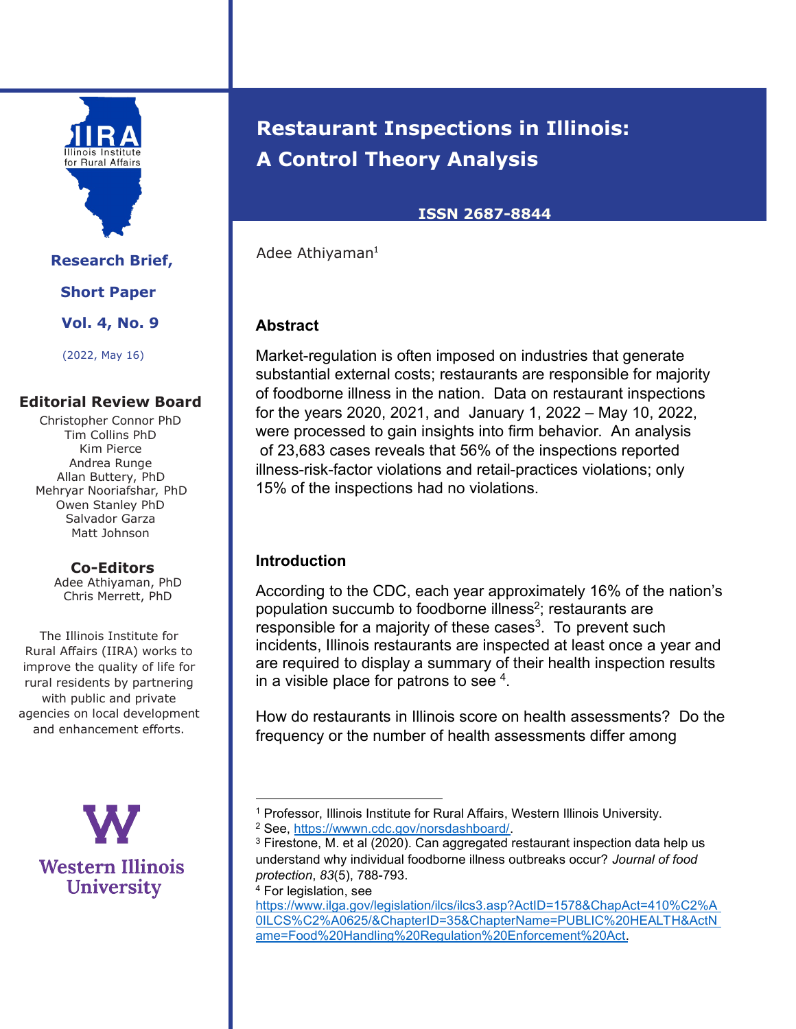# Restaurant Inspections in Illinois: A Control Theory Analysis

**ISSN 2687-8844**

Adee Athiyaman[1]

**Research Brief, Short Paper**

**Vol. 4, No. 9**

(2022, May 16)

**Editorial Review Board**

Christopher Connor PhD
Tim Collins PhD
Kim Pierce
Andrea Runge
Allan Buttery, PhD
Mehryar Nooriafshar, PhD
Owen Stanley PhD
Salvador Garza
Matt Johnson

**Co-Editors**

Adee Athiyaman, PhD
Chris Merrett, PhD

The Illinois Institute for Rural Affairs (IIRA) works to improve the quality of life for rural residents by partnering with public and private agencies on local development and enhancement efforts.

### Abstract

Market-regulation is often imposed on industries that generate substantial external costs; restaurants are responsible for majority of foodborne illness in the nation. Data on restaurant inspections for the years 2020, 2021, and January 1, 2022 – May 10, 2022, were processed to gain insights into firm behavior. An analysis of 23,683 cases reveals that 56% of the inspections reported illness-risk-factor violations and retail-practices violations; only 15% of the inspections had no violations.

### Introduction

According to the CDC, each year approximately 16% of the nation's population succumb to foodborne illness[2]; restaurants are responsible for a majority of these cases[3]. To prevent such incidents, Illinois restaurants are inspected at least once a year and are required to display a summary of their health inspection results in a visible place for patrons to see [4].

How do restaurants in Illinois score on health assessments? Do the frequency or the number of health assessments differ among

---

[1] Professor, Illinois Institute for Rural Affairs, Western Illinois University.

[2] See, https://wwwn.cdc.gov/norsdashboard/.

[3] Firestone, M. et al (2020). Can aggregated restaurant inspection data help us understand why individual foodborne illness outbreaks occur? *Journal of food protection*, *83*(5), 788-793.

[4] For legislation, see https://www.ilga.gov/legislation/ilcs/ilcs3.asp?ActID=1578&ChapAct=410%C2%A0ILCS%C2%A0625/&ChapterID=35&ChapterName=PUBLIC%20HEALTH&ActName=Food%20Handling%20Regulation%20Enforcement%20Act.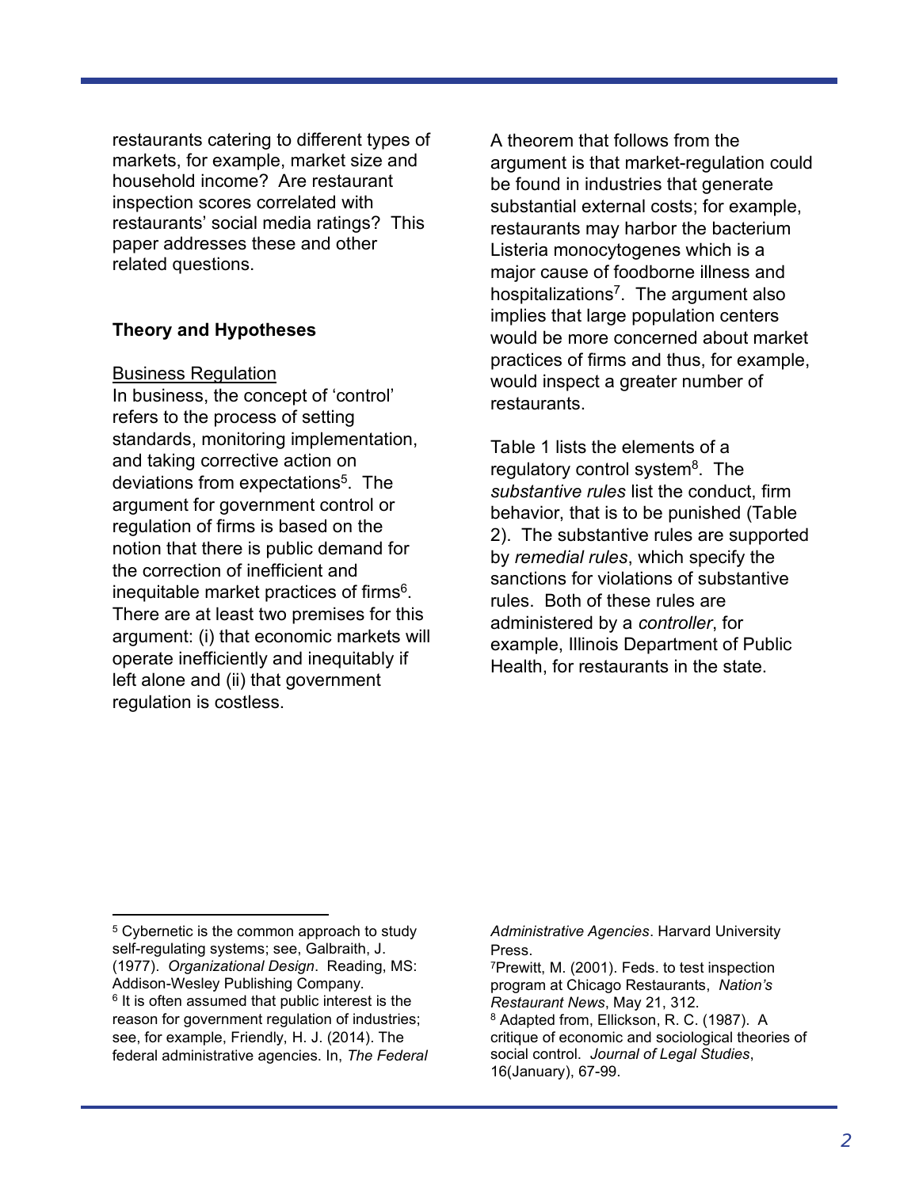restaurants catering to different types of markets, for example, market size and household income? Are restaurant inspection scores correlated with restaurants' social media ratings? This paper addresses these and other related questions.

## Theory and Hypotheses

Business Regulation

In business, the concept of 'control' refers to the process of setting standards, monitoring implementation, and taking corrective action on deviations from expectations[5]. The argument for government control or regulation of firms is based on the notion that there is public demand for the correction of inefficient and inequitable market practices of firms[6]. There are at least two premises for this argument: (i) that economic markets will operate inefficiently and inequitably if left alone and (ii) that government regulation is costless.

A theorem that follows from the argument is that market-regulation could be found in industries that generate substantial external costs; for example, restaurants may harbor the bacterium Listeria monocytogenes which is a major cause of foodborne illness and hospitalizations[7]. The argument also implies that large population centers would be more concerned about market practices of firms and thus, for example, would inspect a greater number of restaurants.

Table 1 lists the elements of a regulatory control system[8]. The *substantive rules* list the conduct, firm behavior, that is to be punished (Table 2). The substantive rules are supported by *remedial rules*, which specify the sanctions for violations of substantive rules. Both of these rules are administered by a *controller*, for example, Illinois Department of Public Health, for restaurants in the state.

---

[5] Cybernetic is the common approach to study self-regulating systems; see, Galbraith, J. (1977). *Organizational Design*. Reading, MS: Addison-Wesley Publishing Company.

[6] It is often assumed that public interest is the reason for government regulation of industries; see, for example, Friendly, H. J. (2014). The federal administrative agencies. In, *The Federal Administrative Agencies*. Harvard University Press.

[7] Prewitt, M. (2001). Feds. to test inspection program at Chicago Restaurants, *Nation's Restaurant News*, May 21, 312.

[8] Adapted from, Ellickson, R. C. (1987). A critique of economic and sociological theories of social control. *Journal of Legal Studies*, 16(January), 67-99.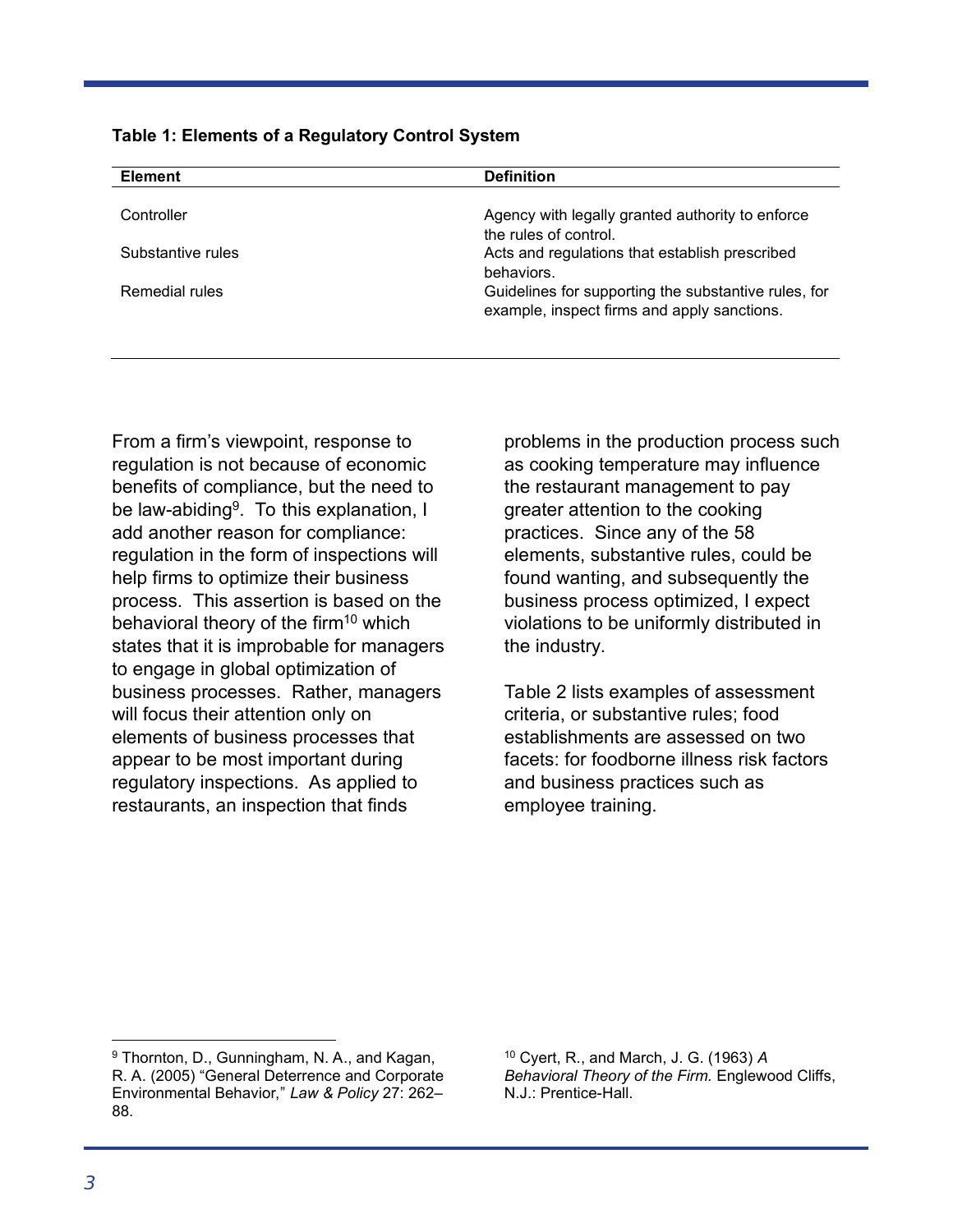**Table 1: Elements of a Regulatory Control System**

| Element | Definition |
|---|---|
| Controller | Agency with legally granted authority to enforce the rules of control. |
| Substantive rules | Acts and regulations that establish prescribed behaviors. |
| Remedial rules | Guidelines for supporting the substantive rules, for example, inspect firms and apply sanctions. |

From a firm's viewpoint, response to regulation is not because of economic benefits of compliance, but the need to be law-abiding[9]. To this explanation, I add another reason for compliance: regulation in the form of inspections will help firms to optimize their business process. This assertion is based on the behavioral theory of the firm[10] which states that it is improbable for managers to engage in global optimization of business processes. Rather, managers will focus their attention only on elements of business processes that appear to be most important during regulatory inspections. As applied to restaurants, an inspection that finds problems in the production process such as cooking temperature may influence the restaurant management to pay greater attention to the cooking practices. Since any of the 58 elements, substantive rules, could be found wanting, and subsequently the business process optimized, I expect violations to be uniformly distributed in the industry.

Table 2 lists examples of assessment criteria, or substantive rules; food establishments are assessed on two facets: for foodborne illness risk factors and business practices such as employee training.

---

[9] Thornton, D., Gunningham, N. A., and Kagan, R. A. (2005) "General Deterrence and Corporate Environmental Behavior," *Law & Policy* 27: 262–88.

[10] Cyert, R., and March, J. G. (1963) *A Behavioral Theory of the Firm.* Englewood Cliffs, N.J.: Prentice-Hall.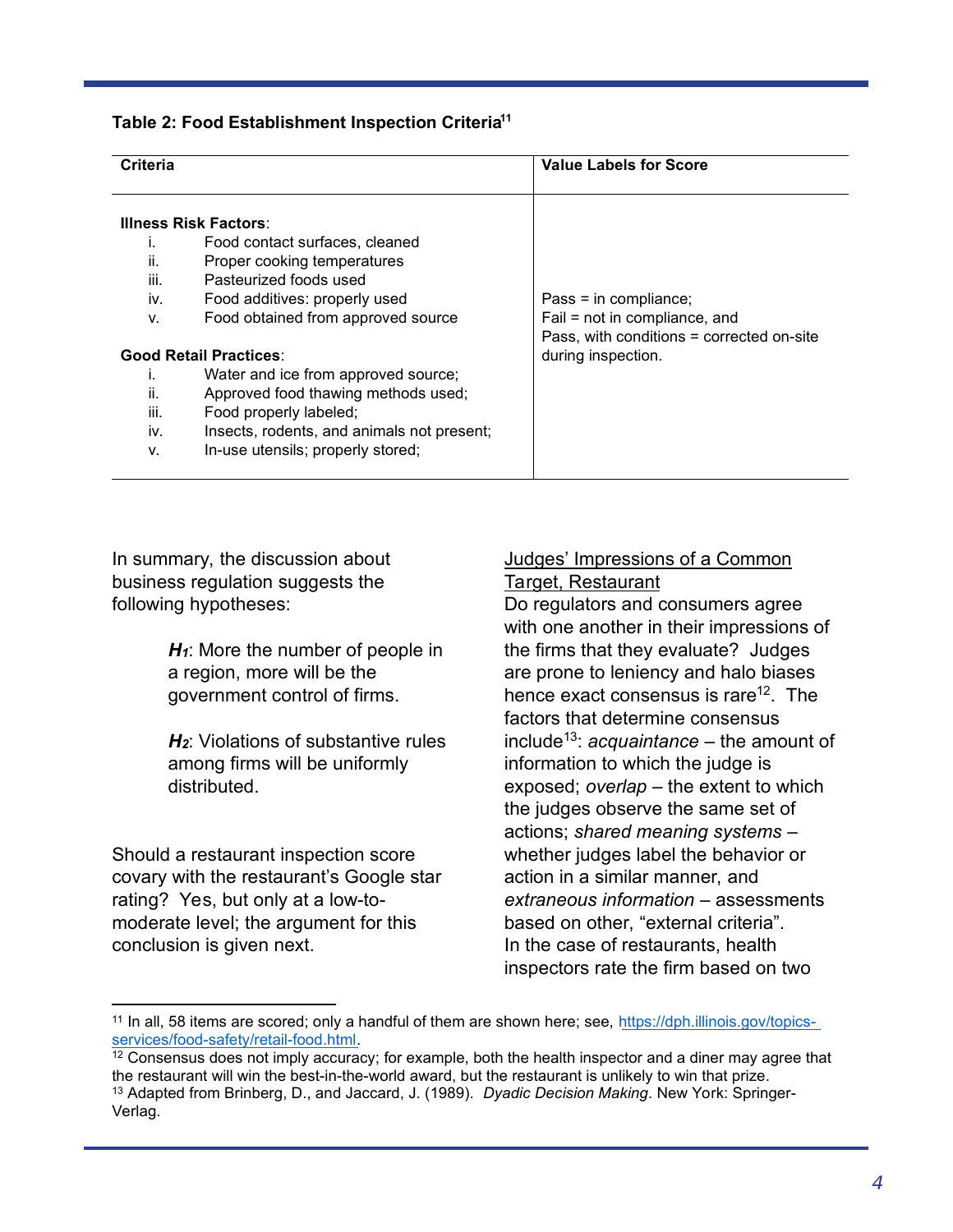**Table 2: Food Establishment Inspection Criteria**[11]

| Criteria | Value Labels for Score |
|---|---|
| **Illness Risk Factors**:<br>i. Food contact surfaces, cleaned<br>ii. Proper cooking temperatures<br>iii. Pasteurized foods used<br>iv. Food additives: properly used<br>v. Food obtained from approved source<br><br>**Good Retail Practices**:<br>i. Water and ice from approved source;<br>ii. Approved food thawing methods used;<br>iii. Food properly labeled;<br>iv. Insects, rodents, and animals not present;<br>v. In-use utensils; properly stored; | Pass = in compliance;<br>Fail = not in compliance, and<br>Pass, with conditions = corrected on-site during inspection. |

In summary, the discussion about business regulation suggests the following hypotheses:

> ***H₁***: More the number of people in a region, more will be the government control of firms.
>
> ***H₂***: Violations of substantive rules among firms will be uniformly distributed.

Should a restaurant inspection score covary with the restaurant's Google star rating? Yes, but only at a low-to-moderate level; the argument for this conclusion is given next.

<u>Judges' Impressions of a Common Target, Restaurant</u>

Do regulators and consumers agree with one another in their impressions of the firms that they evaluate? Judges are prone to leniency and halo biases hence exact consensus is rare[12]. The factors that determine consensus include[13]: *acquaintance* – the amount of information to which the judge is exposed; *overlap* – the extent to which the judges observe the same set of actions; *shared meaning systems* – whether judges label the behavior or action in a similar manner, and *extraneous information* – assessments based on other, "external criteria". In the case of restaurants, health inspectors rate the firm based on two

---

[11] In all, 58 items are scored; only a handful of them are shown here; see, https://dph.illinois.gov/topics-services/food-safety/retail-food.html.

[12] Consensus does not imply accuracy; for example, both the health inspector and a diner may agree that the restaurant will win the best-in-the-world award, but the restaurant is unlikely to win that prize.

[13] Adapted from Brinberg, D., and Jaccard, J. (1989). *Dyadic Decision Making*. New York: Springer-Verlag.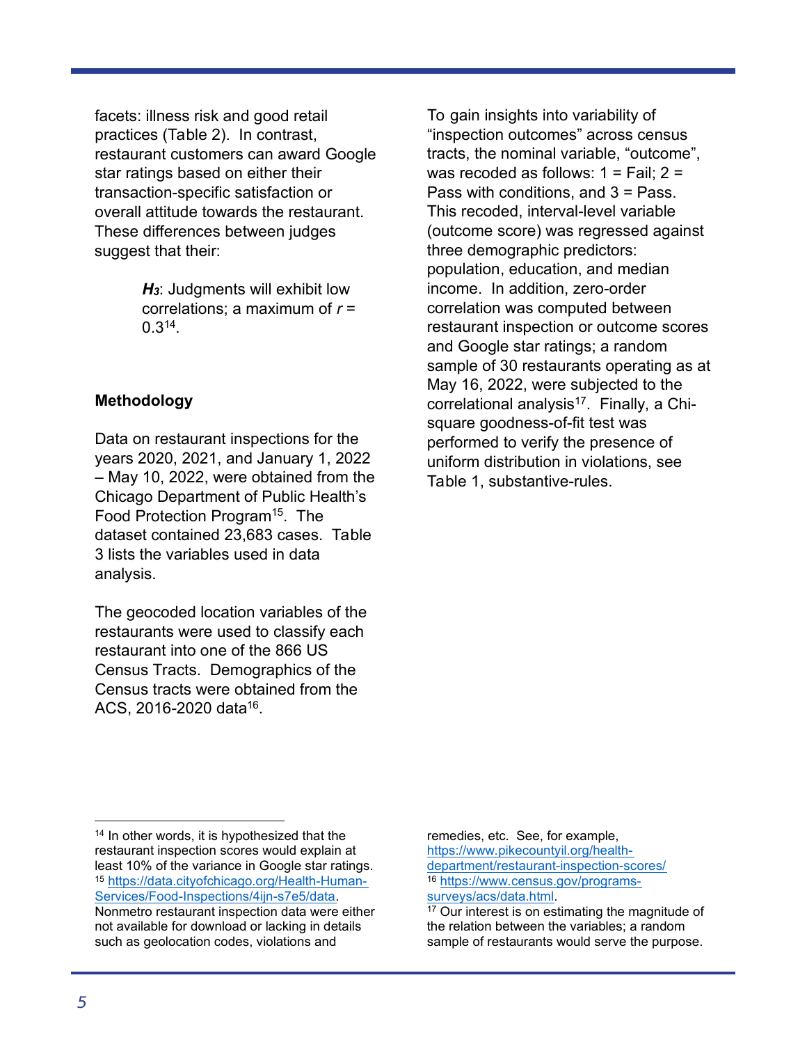facets: illness risk and good retail practices (Table 2). In contrast, restaurant customers can award Google star ratings based on either their transaction-specific satisfaction or overall attitude towards the restaurant. These differences between judges suggest that their:

> ***H*$_3$**: Judgments will exhibit low correlations; a maximum of $r = 0.3$[14].

## Methodology

Data on restaurant inspections for the years 2020, 2021, and January 1, 2022 – May 10, 2022, were obtained from the Chicago Department of Public Health's Food Protection Program[15]. The dataset contained 23,683 cases. Table 3 lists the variables used in data analysis.

The geocoded location variables of the restaurants were used to classify each restaurant into one of the 866 US Census Tracts. Demographics of the Census tracts were obtained from the ACS, 2016-2020 data[16].

To gain insights into variability of "inspection outcomes" across census tracts, the nominal variable, "outcome", was recoded as follows: 1 = Fail; 2 = Pass with conditions, and 3 = Pass. This recoded, interval-level variable (outcome score) was regressed against three demographic predictors: population, education, and median income. In addition, zero-order correlation was computed between restaurant inspection or outcome scores and Google star ratings; a random sample of 30 restaurants operating as at May 16, 2022, were subjected to the correlational analysis[17]. Finally, a Chi-square goodness-of-fit test was performed to verify the presence of uniform distribution in violations, see Table 1, substantive-rules.

---

[14] In other words, it is hypothesized that the restaurant inspection scores would explain at least 10% of the variance in Google star ratings.

[15] https://data.cityofchicago.org/Health-Human-Services/Food-Inspections/4ijn-s7e5/data. Nonmetro restaurant inspection data were either not available for download or lacking in details such as geolocation codes, violations and remedies, etc. See, for example, https://www.pikecountyil.org/health-department/restaurant-inspection-scores/

[16] https://www.census.gov/programs-surveys/acs/data.html.

[17] Our interest is on estimating the magnitude of the relation between the variables; a random sample of restaurants would serve the purpose.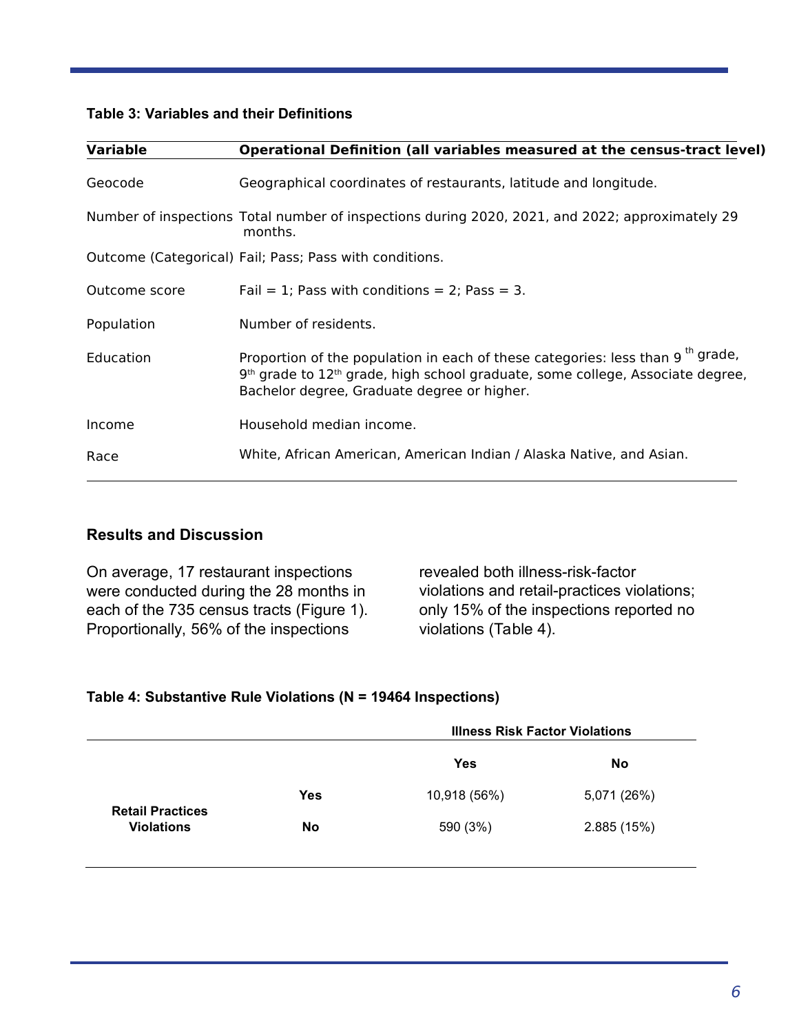**Table 3: Variables and their Definitions**

| Variable | Operational Definition (all variables measured at the census-tract level) |
|---|---|
| Geocode | Geographical coordinates of restaurants, latitude and longitude. |
| Number of inspections | Total number of inspections during 2020, 2021, and 2022; approximately 29 months. |
| Outcome (Categorical) | Fail; Pass; Pass with conditions. |
| Outcome score | Fail = 1; Pass with conditions = 2; Pass = 3. |
| Population | Number of residents. |
| Education | Proportion of the population in each of these categories: less than 9 th grade, 9th grade to 12th grade, high school graduate, some college, Associate degree, Bachelor degree, Graduate degree or higher. |
| Income | Household median income. |
| Race | White, African American, American Indian / Alaska Native, and Asian. |

## Results and Discussion

On average, 17 restaurant inspections were conducted during the 28 months in each of the 735 census tracts (Figure 1). Proportionally, 56% of the inspections revealed both illness-risk-factor violations and retail-practices violations; only 15% of the inspections reported no violations (Table 4).

**Table 4: Substantive Rule Violations (N = 19464 Inspections)**

| | | Illness Risk Factor Violations | |
|---|---|---|---|
| | | **Yes** | **No** |
| **Retail Practices Violations** | **Yes** | 10,918 (56%) | 5,071 (26%) |
| | **No** | 590 (3%) | 2.885 (15%) |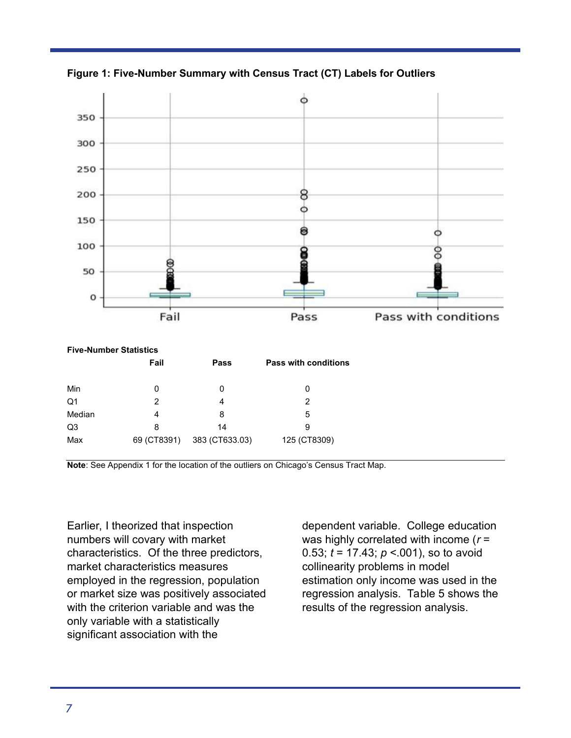**Figure 1: Five-Number Summary with Census Tract (CT) Labels for Outliers**

**Five-Number Statistics**

| | Fail | Pass | Pass with conditions |
|---|---|---|---|
| Min | 0 | 0 | 0 |
| Q1 | 2 | 4 | 2 |
| Median | 4 | 8 | 5 |
| Q3 | 8 | 14 | 9 |
| Max | 69 (CT8391) | 383 (CT633.03) | 125 (CT8309) |

**Note**: See Appendix 1 for the location of the outliers on Chicago's Census Tract Map.

Earlier, I theorized that inspection numbers will covary with market characteristics. Of the three predictors, market characteristics measures employed in the regression, population or market size was positively associated with the criterion variable and was the only variable with a statistically significant association with the dependent variable. College education was highly correlated with income ($r$ = 0.53; $t$ = 17.43; $p$ <.001), so to avoid collinearity problems in model estimation only income was used in the regression analysis. Table 5 shows the results of the regression analysis.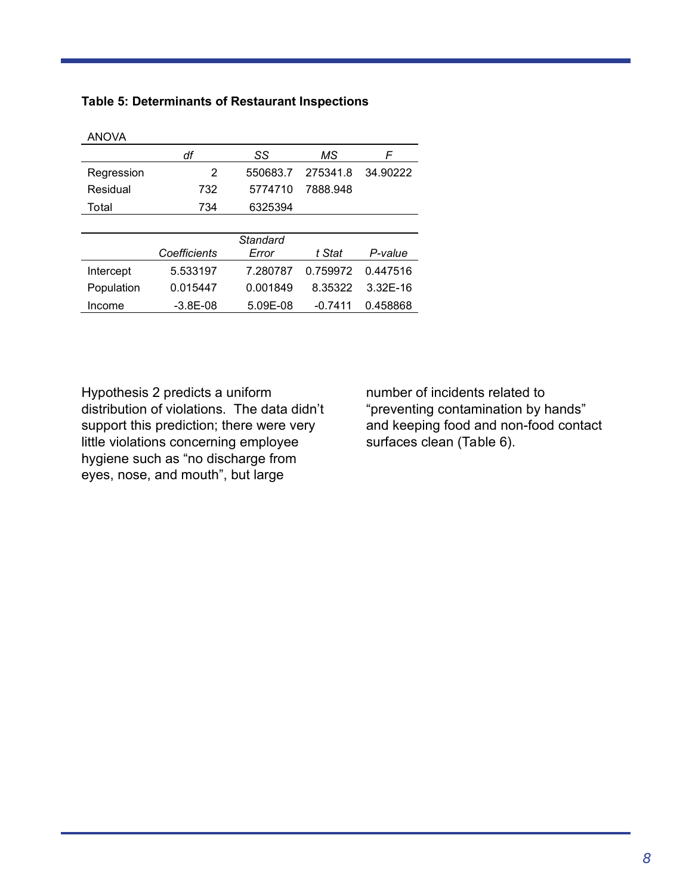**Table 5: Determinants of Restaurant Inspections**

ANOVA

| | *df* | *SS* | *MS* | *F* |
|---|---|---|---|---|
| Regression | 2 | 550683.7 | 275341.8 | 34.90222 |
| Residual | 732 | 5774710 | 7888.948 | |
| Total | 734 | 6325394 | | |

| | *Coefficients* | *Standard Error* | *t Stat* | *P-value* |
|---|---|---|---|---|
| Intercept | 5.533197 | 7.280787 | 0.759972 | 0.447516 |
| Population | 0.015447 | 0.001849 | 8.35322 | 3.32E-16 |
| Income | -3.8E-08 | 5.09E-08 | -0.7411 | 0.458868 |

Hypothesis 2 predicts a uniform distribution of violations. The data didn't support this prediction; there were very little violations concerning employee hygiene such as "no discharge from eyes, nose, and mouth", but large number of incidents related to "preventing contamination by hands" and keeping food and non-food contact surfaces clean (Table 6).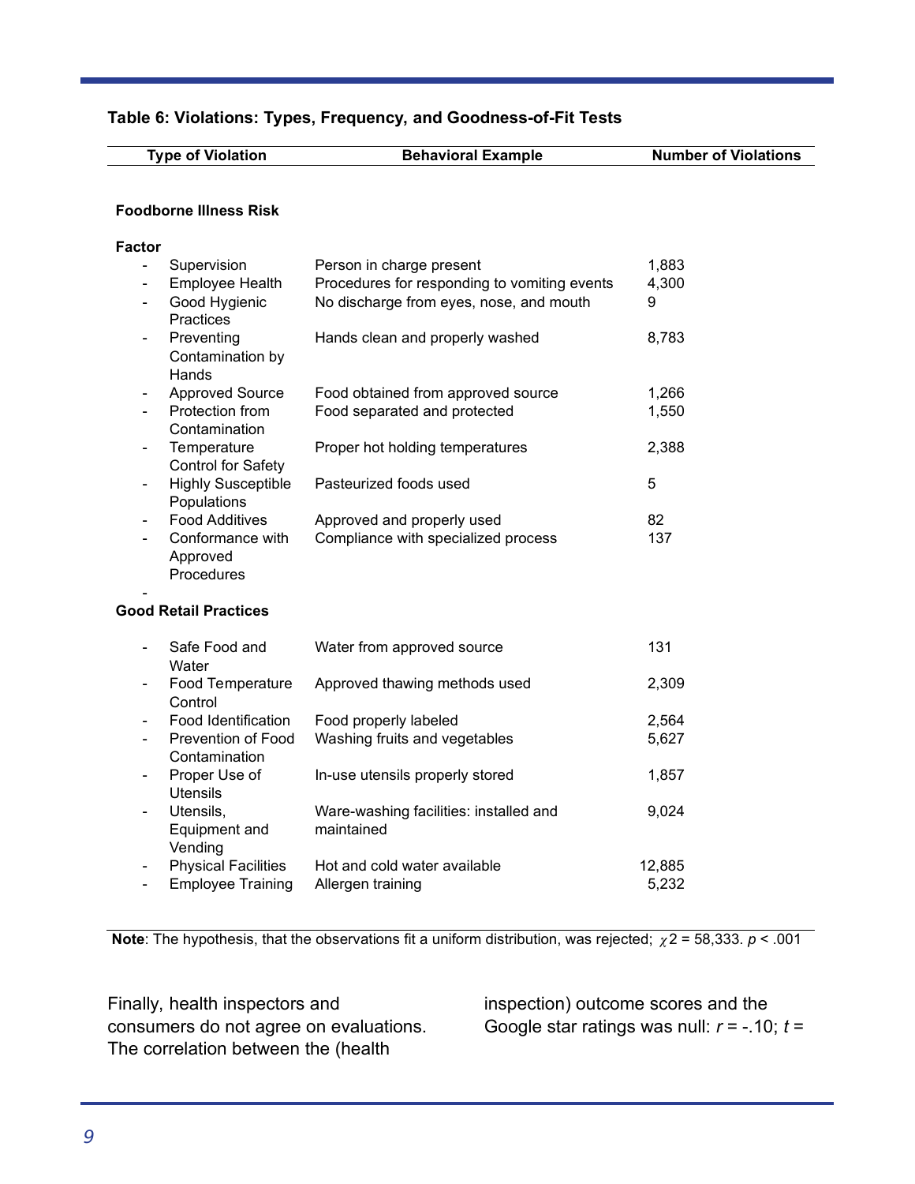**Table 6: Violations: Types, Frequency, and Goodness-of-Fit Tests**

| Type of Violation | Behavioral Example | Number of Violations |
|---|---|---|
| **Foodborne Illness Risk Factor** | | |
| - Supervision | Person in charge present | 1,883 |
| - Employee Health | Procedures for responding to vomiting events | 4,300 |
| - Good Hygienic Practices | No discharge from eyes, nose, and mouth | 9 |
| - Preventing Contamination by Hands | Hands clean and properly washed | 8,783 |
| - Approved Source | Food obtained from approved source | 1,266 |
| - Protection from Contamination | Food separated and protected | 1,550 |
| - Temperature Control for Safety | Proper hot holding temperatures | 2,388 |
| - Highly Susceptible Populations | Pasteurized foods used | 5 |
| - Food Additives | Approved and properly used | 82 |
| - Conformance with Approved Procedures | Compliance with specialized process | 137 |
| **Good Retail Practices** | | |
| - Safe Food and Water | Water from approved source | 131 |
| - Food Temperature Control | Approved thawing methods used | 2,309 |
| - Food Identification | Food properly labeled | 2,564 |
| - Prevention of Food Contamination | Washing fruits and vegetables | 5,627 |
| - Proper Use of Utensils | In-use utensils properly stored | 1,857 |
| - Utensils, Equipment and Vending | Ware-washing facilities: installed and maintained | 9,024 |
| - Physical Facilities | Hot and cold water available | 12,885 |
| - Employee Training | Allergen training | 5,232 |

**Note**: The hypothesis, that the observations fit a uniform distribution, was rejected; $\chi 2$ = 58,333. $p < .001$

Finally, health inspectors and consumers do not agree on evaluations. The correlation between the (health inspection) outcome scores and the Google star ratings was null: $r = -.10$; $t =$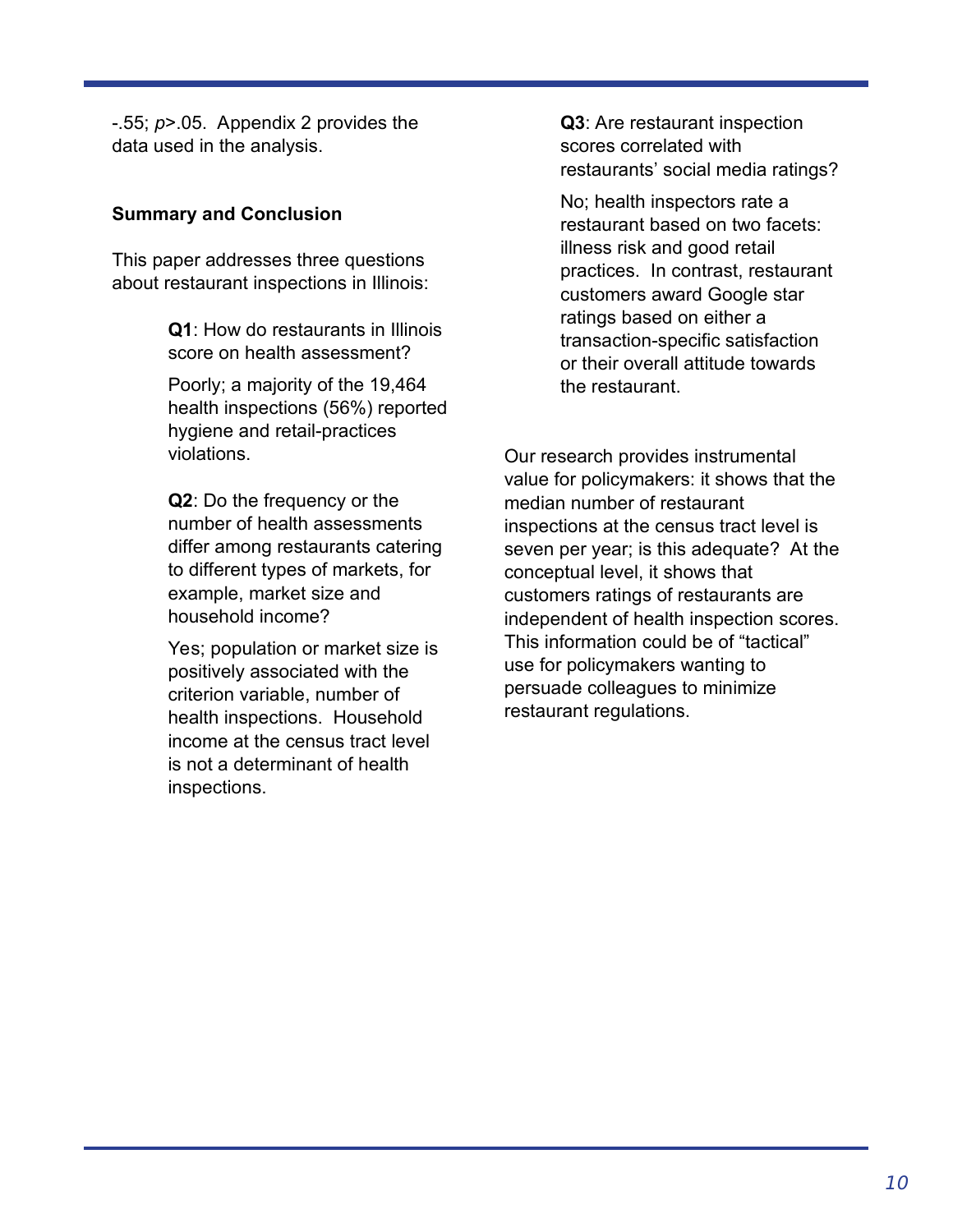-.55; $p > .05$. Appendix 2 provides the data used in the analysis.

**Summary and Conclusion**

This paper addresses three questions about restaurant inspections in Illinois:

> **Q1**: How do restaurants in Illinois score on health assessment?
>
> Poorly; a majority of the 19,464 health inspections (56%) reported hygiene and retail-practices violations.
>
> **Q2**: Do the frequency or the number of health assessments differ among restaurants catering to different types of markets, for example, market size and household income?
>
> Yes; population or market size is positively associated with the criterion variable, number of health inspections. Household income at the census tract level is not a determinant of health inspections.
>
> **Q3**: Are restaurant inspection scores correlated with restaurants' social media ratings?
>
> No; health inspectors rate a restaurant based on two facets: illness risk and good retail practices. In contrast, restaurant customers award Google star ratings based on either a transaction-specific satisfaction or their overall attitude towards the restaurant.

Our research provides instrumental value for policymakers: it shows that the median number of restaurant inspections at the census tract level is seven per year; is this adequate? At the conceptual level, it shows that customers ratings of restaurants are independent of health inspection scores. This information could be of "tactical" use for policymakers wanting to persuade colleagues to minimize restaurant regulations.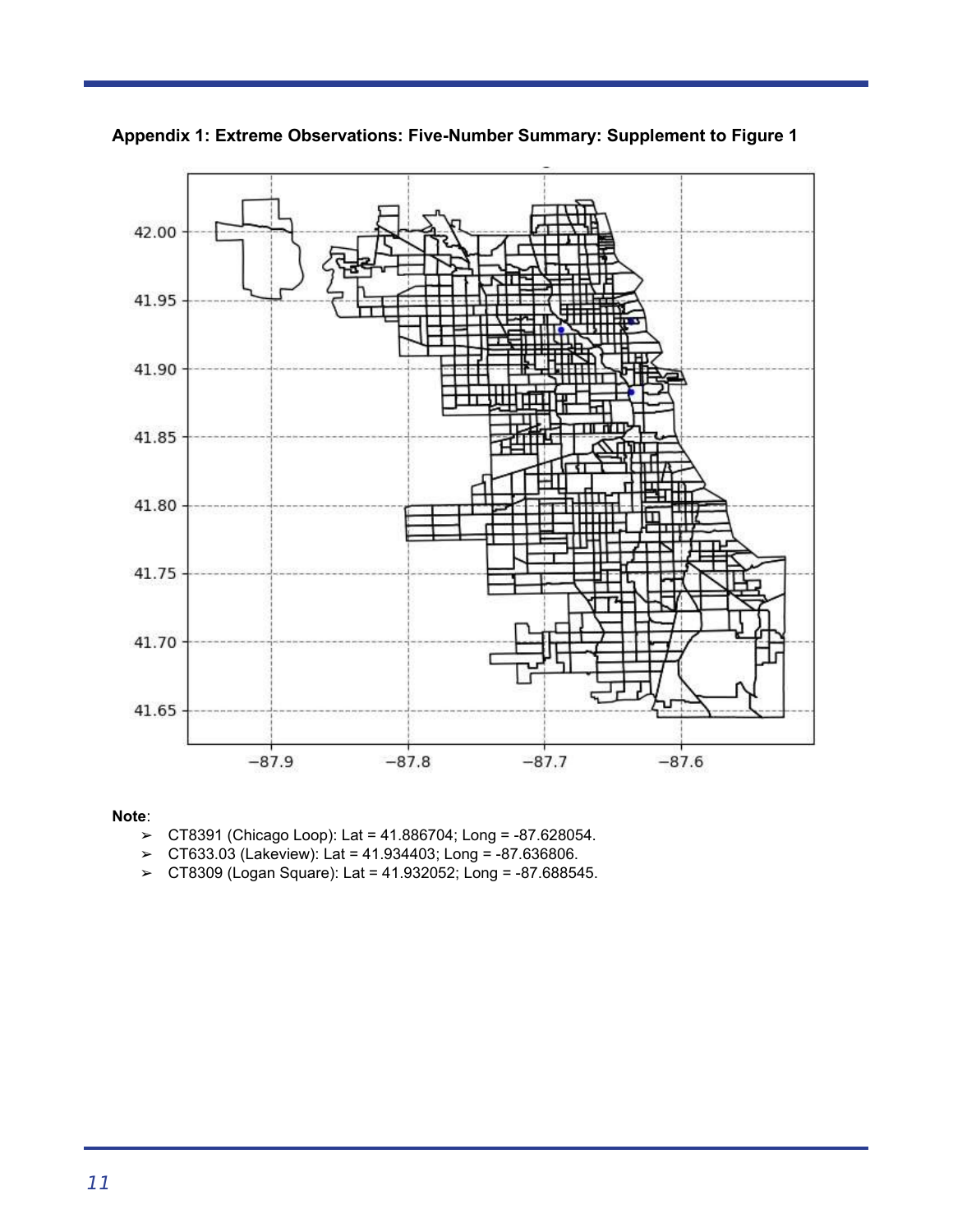**Appendix 1: Extreme Observations: Five-Number Summary: Supplement to Figure 1**

**Note**:

- ➢ CT8391 (Chicago Loop): Lat = 41.886704; Long = -87.628054.
- ➢ CT633.03 (Lakeview): Lat = 41.934403; Long = -87.636806.
- ➢ CT8309 (Logan Square): Lat = 41.932052; Long = -87.688545.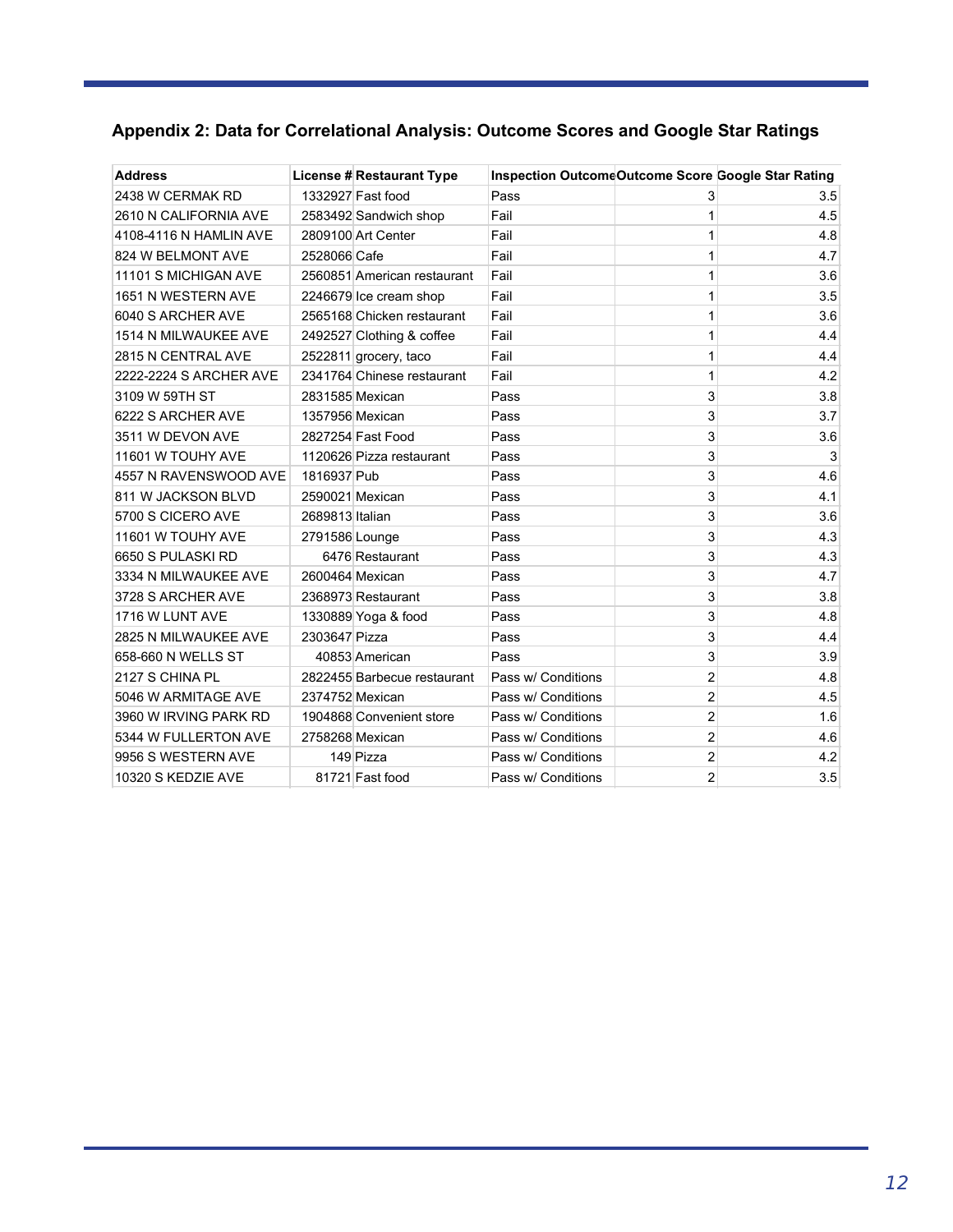## Appendix 2: Data for Correlational Analysis: Outcome Scores and Google Star Ratings

| Address | License # | Restaurant Type | Inspection Outcome | Outcome Score | Google Star Rating |
|---|---|---|---|---|---|
| 2438 W CERMAK RD | 1332927 | Fast food | Pass | 3 | 3.5 |
| 2610 N CALIFORNIA AVE | 2583492 | Sandwich shop | Fail | 1 | 4.5 |
| 4108-4116 N HAMLIN AVE | 2809100 | Art Center | Fail | 1 | 4.8 |
| 824 W BELMONT AVE | 2528066 | Cafe | Fail | 1 | 4.7 |
| 11101 S MICHIGAN AVE | 2560851 | American restaurant | Fail | 1 | 3.6 |
| 1651 N WESTERN AVE | 2246679 | Ice cream shop | Fail | 1 | 3.5 |
| 6040 S ARCHER AVE | 2565168 | Chicken restaurant | Fail | 1 | 3.6 |
| 1514 N MILWAUKEE AVE | 2492527 | Clothing & coffee | Fail | 1 | 4.4 |
| 2815 N CENTRAL AVE | 2522811 | grocery, taco | Fail | 1 | 4.4 |
| 2222-2224 S ARCHER AVE | 2341764 | Chinese restaurant | Fail | 1 | 4.2 |
| 3109 W 59TH ST | 2831585 | Mexican | Pass | 3 | 3.8 |
| 6222 S ARCHER AVE | 1357956 | Mexican | Pass | 3 | 3.7 |
| 3511 W DEVON AVE | 2827254 | Fast Food | Pass | 3 | 3.6 |
| 11601 W TOUHY AVE | 1120626 | Pizza restaurant | Pass | 3 | 3 |
| 4557 N RAVENSWOOD AVE | 1816937 | Pub | Pass | 3 | 4.6 |
| 811 W JACKSON BLVD | 2590021 | Mexican | Pass | 3 | 4.1 |
| 5700 S CICERO AVE | 2689813 | Italian | Pass | 3 | 3.6 |
| 11601 W TOUHY AVE | 2791586 | Lounge | Pass | 3 | 4.3 |
| 6650 S PULASKI RD | 6476 | Restaurant | Pass | 3 | 4.3 |
| 3334 N MILWAUKEE AVE | 2600464 | Mexican | Pass | 3 | 4.7 |
| 3728 S ARCHER AVE | 2368973 | Restaurant | Pass | 3 | 3.8 |
| 1716 W LUNT AVE | 1330889 | Yoga & food | Pass | 3 | 4.8 |
| 2825 N MILWAUKEE AVE | 2303647 | Pizza | Pass | 3 | 4.4 |
| 658-660 N WELLS ST | 40853 | American | Pass | 3 | 3.9 |
| 2127 S CHINA PL | 2822455 | Barbecue restaurant | Pass w/ Conditions | 2 | 4.8 |
| 5046 W ARMITAGE AVE | 2374752 | Mexican | Pass w/ Conditions | 2 | 4.5 |
| 3960 W IRVING PARK RD | 1904868 | Convenient store | Pass w/ Conditions | 2 | 1.6 |
| 5344 W FULLERTON AVE | 2758268 | Mexican | Pass w/ Conditions | 2 | 4.6 |
| 9956 S WESTERN AVE | 149 | Pizza | Pass w/ Conditions | 2 | 4.2 |
| 10320 S KEDZIE AVE | 81721 | Fast food | Pass w/ Conditions | 2 | 3.5 |